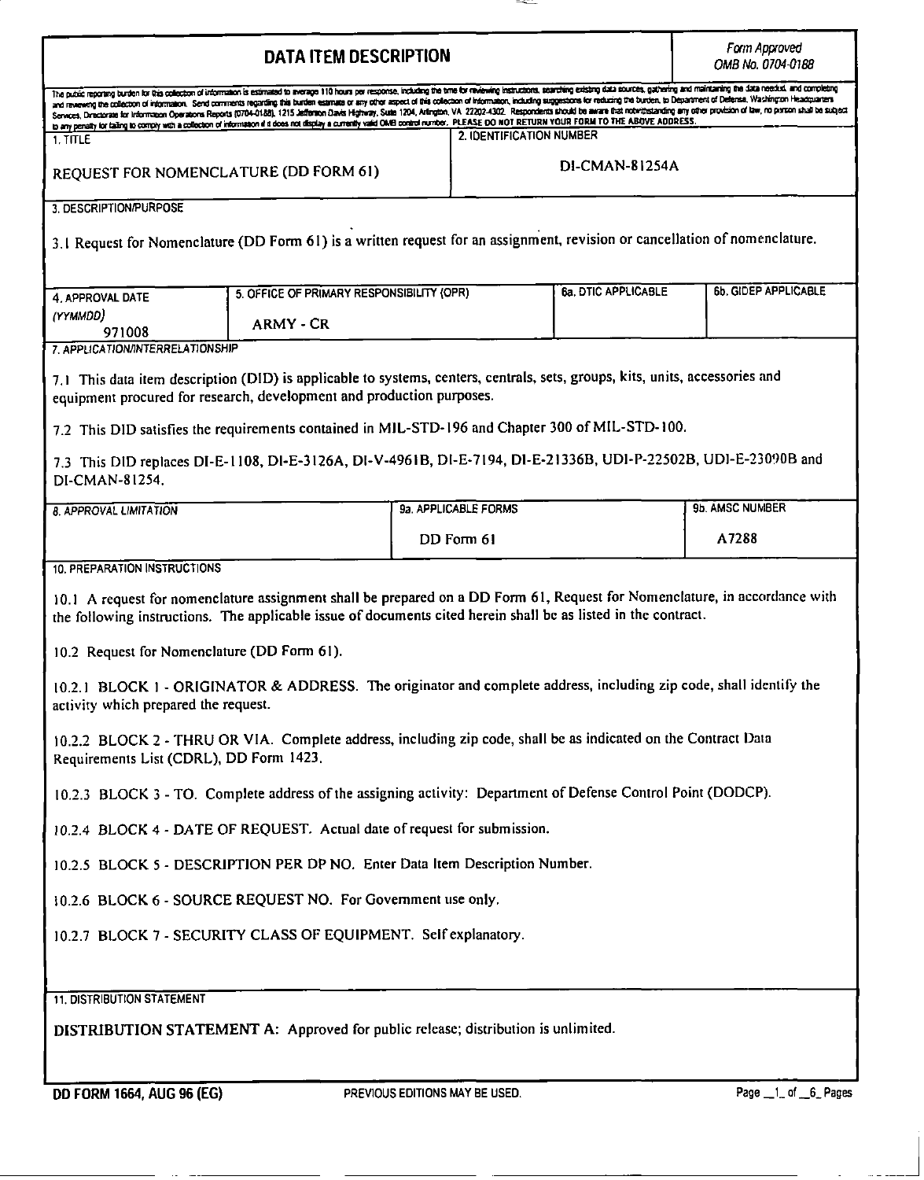# DATA ITEM DESCRIPTION

*Form Approved*
*OMB No. 0704-0188*

The public reporting burden for this collection of information is estimated to average 110 hours per response, including the time for reviewing instructions, searching existing data sources, gathering and maintaining the data needed, and completing and reviewing the collection of information. Send comments regarding this burden estimate or any other aspect of this collection of information, including suggestions for reducing the burden, to Department of Defense, Washington Headquarters Services, Directorate for Information Operations Reports (0704-0188), 1215 Jefferson Davis Highway, Suite 1204, Arlington, VA 22202-4302. Respondents should be aware that notwithstanding any other provision of law, no person shall be subject to any penalty for failing to comply with a collection of information if it does not display a currently valid OMB control number. **PLEASE DO NOT RETURN YOUR FORM TO THE ABOVE ADDRESS.**

| 1. TITLE | 2. IDENTIFICATION NUMBER |
|---|---|
| REQUEST FOR NOMENCLATURE (DD FORM 61) | DI-CMAN-81254A |

**3. DESCRIPTION/PURPOSE**

3.1 Request for Nomenclature (DD Form 61) is a written request for an assignment, revision or cancellation of nomenclature.

| 4. APPROVAL DATE *(YYMMDD)* | 5. OFFICE OF PRIMARY RESPONSIBILITY (OPR) | 6a. DTIC APPLICABLE | 6b. GIDEP APPLICABLE |
|---|---|---|---|
| 971008 | ARMY - CR | | |

**7. APPLICATION/INTERRELATIONSHIP**

7.1 This data item description (DID) is applicable to systems, centers, centrals, sets, groups, kits, units, accessories and equipment procured for research, development and production purposes.

7.2 This DID satisfies the requirements contained in MIL-STD-196 and Chapter 300 of MIL-STD-100.

7.3 This DID replaces DI-E-1108, DI-E-3126A, DI-V-4961B, DI-E-7194, DI-E-21336B, UDI-P-22502B, UDI-E-23090B and DI-CMAN-81254.

| 8. APPROVAL LIMITATION | 9a. APPLICABLE FORMS | 9b. AMSC NUMBER |
|---|---|---|
| | DD Form 61 | A7288 |

**10. PREPARATION INSTRUCTIONS**

10.1 A request for nomenclature assignment shall be prepared on a DD Form 61, Request for Nomenclature, in accordance with the following instructions. The applicable issue of documents cited herein shall be as listed in the contract.

10.2 Request for Nomenclature (DD Form 61).

10.2.1 BLOCK 1 - ORIGINATOR & ADDRESS. The originator and complete address, including zip code, shall identify the activity which prepared the request.

10.2.2 BLOCK 2 - THRU OR VIA. Complete address, including zip code, shall be as indicated on the Contract Data Requirements List (CDRL), DD Form 1423.

10.2.3 BLOCK 3 - TO. Complete address of the assigning activity: Department of Defense Control Point (DODCP).

10.2.4 BLOCK 4 - DATE OF REQUEST. Actual date of request for submission.

10.2.5 BLOCK 5 - DESCRIPTION PER DP NO. Enter Data Item Description Number.

10.2.6 BLOCK 6 - SOURCE REQUEST NO. For Government use only.

10.2.7 BLOCK 7 - SECURITY CLASS OF EQUIPMENT. Self explanatory.

**11. DISTRIBUTION STATEMENT**

DISTRIBUTION STATEMENT A: Approved for public release; distribution is unlimited.

DD FORM 1664, AUG 96 (EG) PREVIOUS EDITIONS MAY BE USED.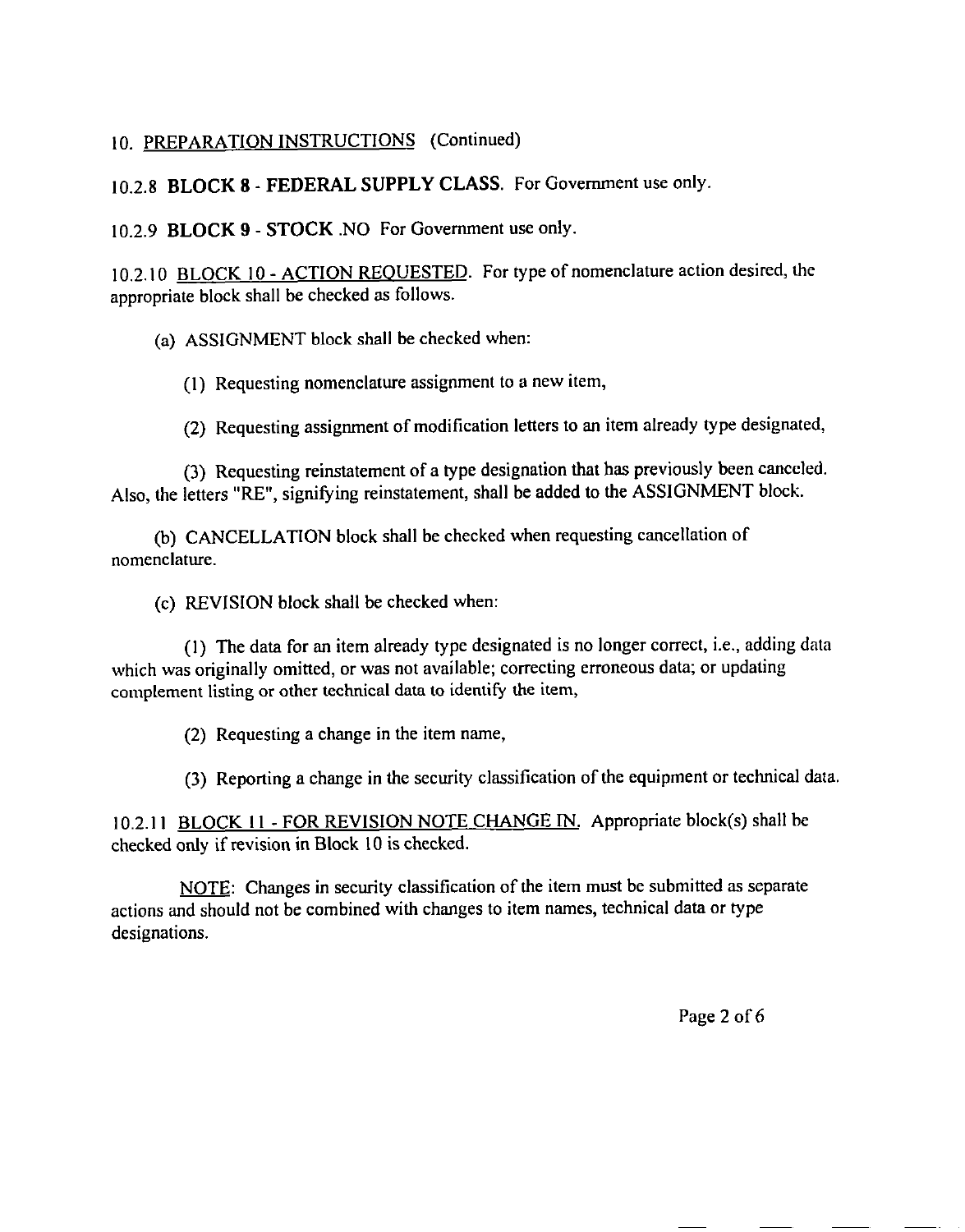10. <u>PREPARATION INSTRUCTIONS</u> (Continued)

10.2.8 **BLOCK 8 - FEDERAL SUPPLY CLASS.** For Government use only.

10.2.9 **BLOCK 9 - STOCK** .NO For Government use only.

10.2.10 <u>BLOCK 10 - ACTION REQUESTED</u>. For type of nomenclature action desired, the appropriate block shall be checked as follows.

(a) ASSIGNMENT block shall be checked when:

(1) Requesting nomenclature assignment to a new item,

(2) Requesting assignment of modification letters to an item already type designated,

(3) Requesting reinstatement of a type designation that has previously been canceled. Also, the letters "RE", signifying reinstatement, shall be added to the ASSIGNMENT block.

(b) CANCELLATION block shall be checked when requesting cancellation of nomenclature.

(c) REVISION block shall be checked when:

(1) The data for an item already type designated is no longer correct, i.e., adding data which was originally omitted, or was not available; correcting erroneous data; or updating complement listing or other technical data to identify the item,

(2) Requesting a change in the item name,

(3) Reporting a change in the security classification of the equipment or technical data.

10.2.11 <u>BLOCK 11 - FOR REVISION NOTE CHANGE IN.</u> Appropriate block(s) shall be checked only if revision in Block 10 is checked.

<u>NOTE</u>: Changes in security classification of the item must be submitted as separate actions and should not be combined with changes to item names, technical data or type designations.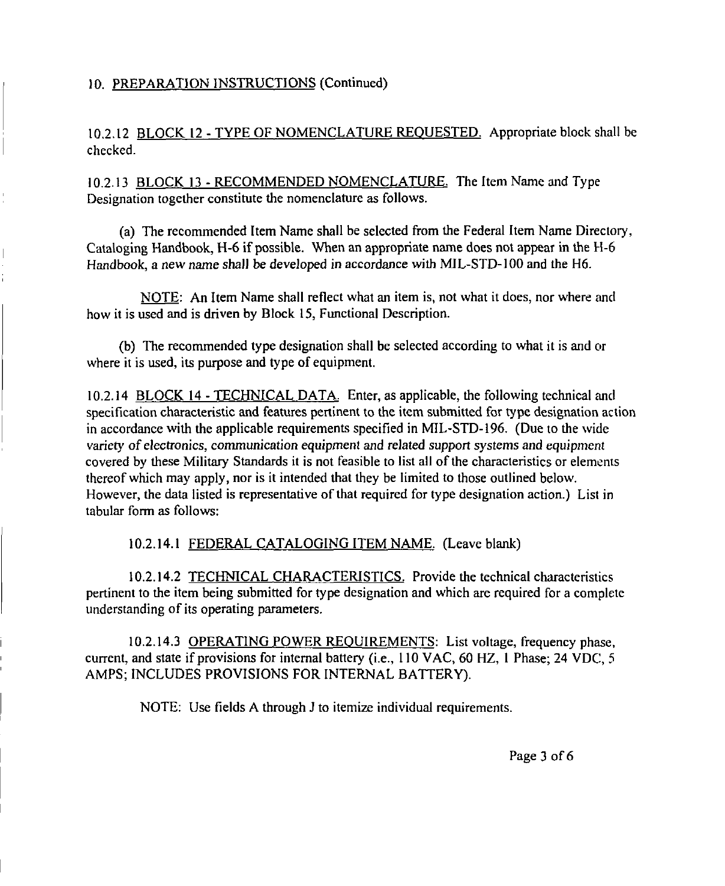10. PREPARATION INSTRUCTIONS (Continued)

10.2.12 BLOCK 12 - TYPE OF NOMENCLATURE REQUESTED. Appropriate block shall be checked.

10.2.13 BLOCK 13 - RECOMMENDED NOMENCLATURE. The Item Name and Type Designation together constitute the nomenclature as follows.

(a) The recommended Item Name shall be selected from the Federal Item Name Directory, Cataloging Handbook, H-6 if possible. When an appropriate name does not appear in the H-6 Handbook, a new name shall be developed in accordance with MIL-STD-100 and the H6.

NOTE: An Item Name shall reflect what an item is, not what it does, nor where and how it is used and is driven by Block 15, Functional Description.

(b) The recommended type designation shall be selected according to what it is and or where it is used, its purpose and type of equipment.

10.2.14 BLOCK 14 - TECHNICAL DATA. Enter, as applicable, the following technical and specification characteristic and features pertinent to the item submitted for type designation action in accordance with the applicable requirements specified in MIL-STD-196. (Due to the wide variety of electronics, communication equipment and related support systems and equipment covered by these Military Standards it is not feasible to list all of the characteristics or elements thereof which may apply, nor is it intended that they be limited to those outlined below. However, the data listed is representative of that required for type designation action.) List in tabular form as follows:

10.2.14.1 FEDERAL CATALOGING ITEM NAME. (Leave blank)

10.2.14.2 TECHNICAL CHARACTERISTICS. Provide the technical characteristics pertinent to the item being submitted for type designation and which are required for a complete understanding of its operating parameters.

10.2.14.3 OPERATING POWER REQUIREMENTS: List voltage, frequency phase, current, and state if provisions for internal battery (i.e., 110 VAC, 60 HZ, 1 Phase; 24 VDC, 5 AMPS; INCLUDES PROVISIONS FOR INTERNAL BATTERY).

NOTE: Use fields A through J to itemize individual requirements.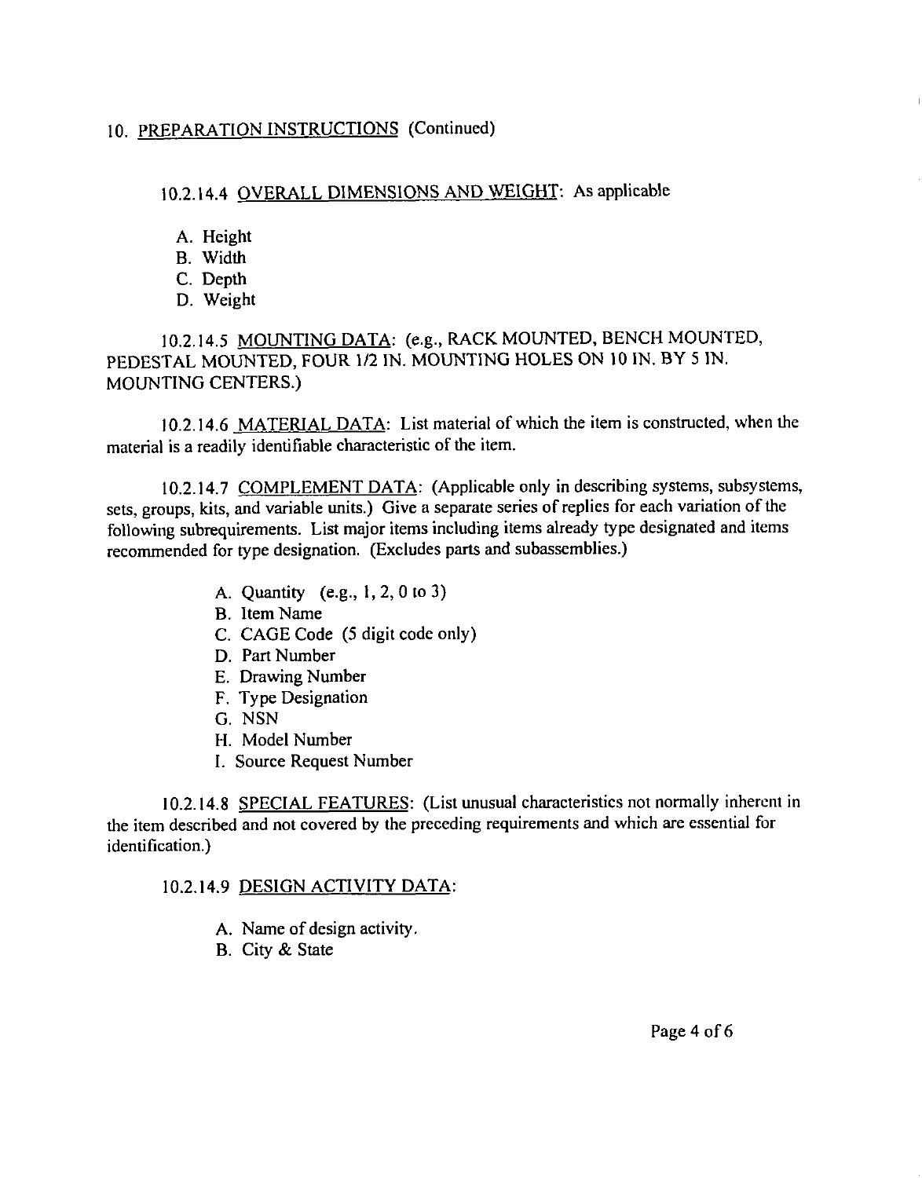## 10. PREPARATION INSTRUCTIONS (Continued)

### 10.2.14.4 OVERALL DIMENSIONS AND WEIGHT: As applicable

A. Height
B. Width
C. Depth
D. Weight

### 10.2.14.5 MOUNTING DATA: (e.g., RACK MOUNTED, BENCH MOUNTED, PEDESTAL MOUNTED, FOUR 1/2 IN. MOUNTING HOLES ON 10 IN. BY 5 IN. MOUNTING CENTERS.)

### 10.2.14.6 MATERIAL DATA: List material of which the item is constructed, when the material is a readily identifiable characteristic of the item.

### 10.2.14.7 COMPLEMENT DATA: (Applicable only in describing systems, subsystems, sets, groups, kits, and variable units.) Give a separate series of replies for each variation of the following subrequirements. List major items including items already type designated and items recommended for type designation. (Excludes parts and subassemblies.)

A. Quantity (e.g., 1, 2, 0 to 3)
B. Item Name
C. CAGE Code (5 digit code only)
D. Part Number
E. Drawing Number
F. Type Designation
G. NSN
H. Model Number
I. Source Request Number

### 10.2.14.8 SPECIAL FEATURES: (List unusual characteristics not normally inherent in the item described and not covered by the preceding requirements and which are essential for identification.)

### 10.2.14.9 DESIGN ACTIVITY DATA:

A. Name of design activity.
B. City & State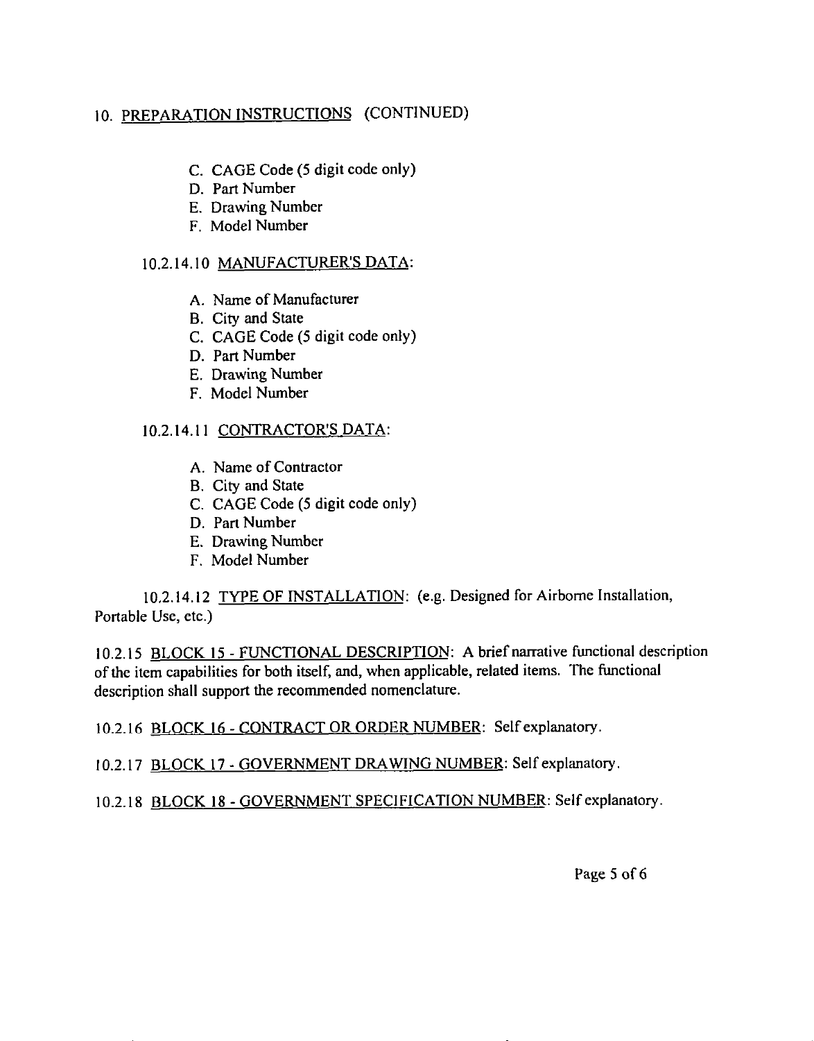## 10. PREPARATION INSTRUCTIONS (CONTINUED)

C. CAGE Code (5 digit code only)
D. Part Number
E. Drawing Number
F. Model Number

10.2.14.10 MANUFACTURER'S DATA:

A. Name of Manufacturer
B. City and State
C. CAGE Code (5 digit code only)
D. Part Number
E. Drawing Number
F. Model Number

10.2.14.11 CONTRACTOR'S DATA:

A. Name of Contractor
B. City and State
C. CAGE Code (5 digit code only)
D. Part Number
E. Drawing Number
F. Model Number

10.2.14.12 TYPE OF INSTALLATION: (e.g. Designed for Airborne Installation, Portable Use, etc.)

10.2.15 BLOCK 15 - FUNCTIONAL DESCRIPTION: A brief narrative functional description of the item capabilities for both itself, and, when applicable, related items. The functional description shall support the recommended nomenclature.

10.2.16 BLOCK 16 - CONTRACT OR ORDER NUMBER: Self explanatory.

10.2.17 BLOCK 17 - GOVERNMENT DRAWING NUMBER: Self explanatory.

10.2.18 BLOCK 18 - GOVERNMENT SPECIFICATION NUMBER: Self explanatory.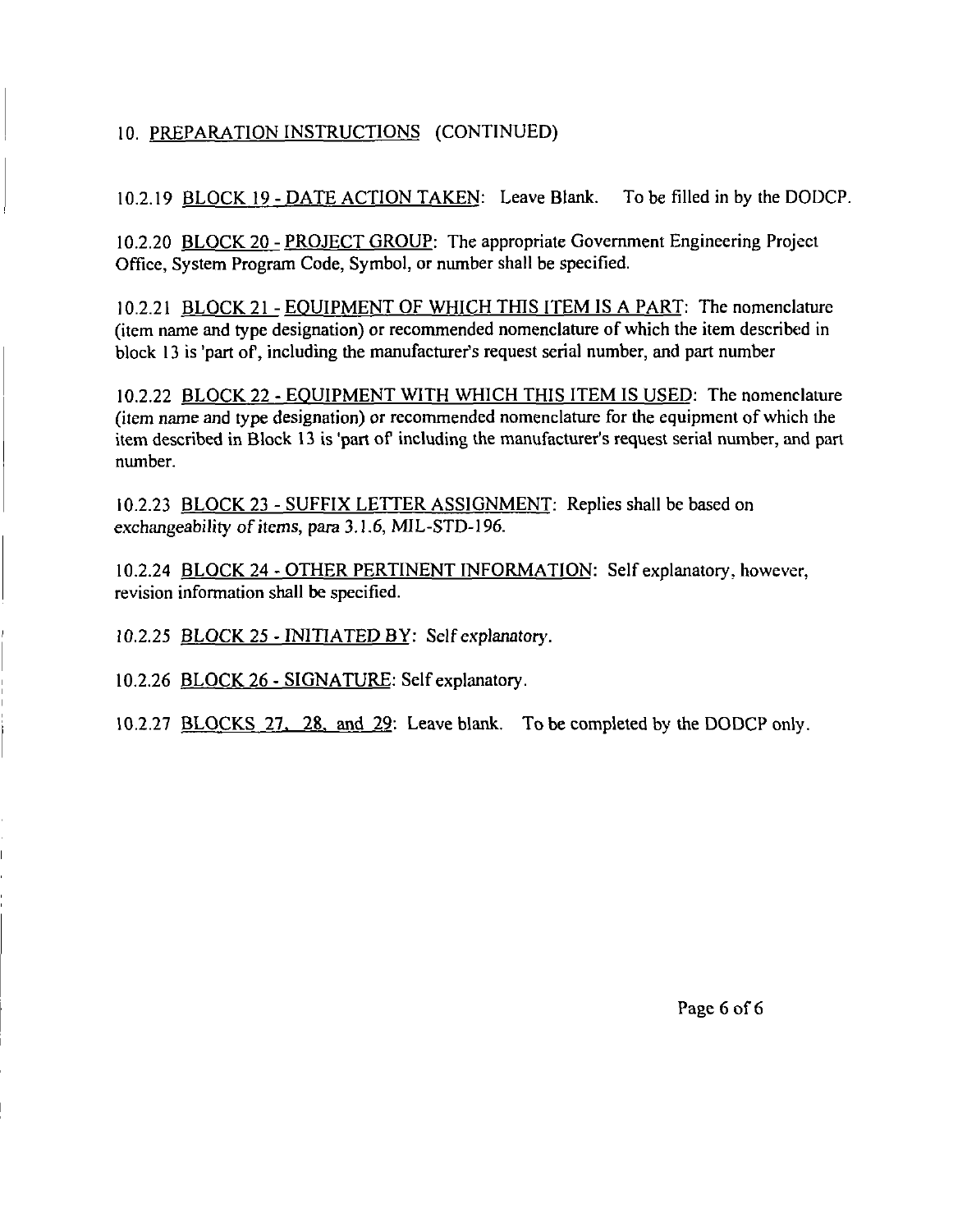## 10. PREPARATION INSTRUCTIONS (CONTINUED)

10.2.19 BLOCK 19 - DATE ACTION TAKEN: Leave Blank. To be filled in by the DODCP.

10.2.20 BLOCK 20 - PROJECT GROUP: The appropriate Government Engineering Project Office, System Program Code, Symbol, or number shall be specified.

10.2.21 BLOCK 21 - EQUIPMENT OF WHICH THIS ITEM IS A PART: The nomenclature (item name and type designation) or recommended nomenclature of which the item described in block 13 is 'part of', including the manufacturer's request serial number, and part number

10.2.22 BLOCK 22 - EQUIPMENT WITH WHICH THIS ITEM IS USED: The nomenclature (item name and type designation) or recommended nomenclature for the equipment of which the item described in Block 13 is 'part of' including the manufacturer's request serial number, and part number.

10.2.23 BLOCK 23 - SUFFIX LETTER ASSIGNMENT: Replies shall be based on exchangeability of items, para 3.1.6, MIL-STD-196.

10.2.24 BLOCK 24 - OTHER PERTINENT INFORMATION: Self explanatory, however, revision information shall be specified.

10.2.25 BLOCK 25 - INITIATED BY: Self explanatory.

10.2.26 BLOCK 26 - SIGNATURE: Self explanatory.

10.2.27 BLOCKS 27, 28, and 29: Leave blank. To be completed by the DODCP only.